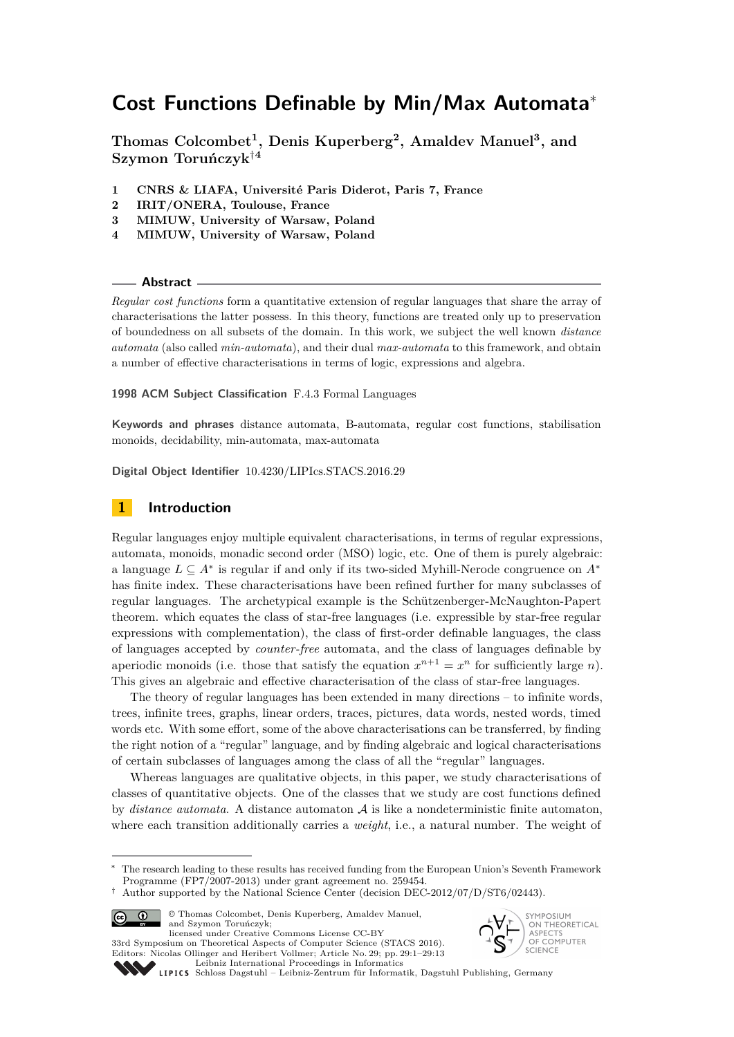# Cost Functions Definable by Min/Max Automata*

**Thomas Colcombet[1], Denis Kuperberg[2], Amaldev Manuel[3], and Szymon Toruńczyk[†4]**

1. **CNRS & LIAFA, Université Paris Diderot, Paris 7, France**
2. **IRIT/ONERA, Toulouse, France**
3. **MIMUW, University of Warsaw, Poland**
4. **MIMUW, University of Warsaw, Poland**

## Abstract

*Regular cost functions* form a quantitative extension of regular languages that share the array of characterisations the latter possess. In this theory, functions are treated only up to preservation of boundedness on all subsets of the domain. In this work, we subject the well known *distance automata* (also called *min-automata*), and their dual *max-automata* to this framework, and obtain a number of effective characterisations in terms of logic, expressions and algebra.

**1998 ACM Subject Classification** F.4.3 Formal Languages

**Keywords and phrases** distance automata, B-automata, regular cost functions, stabilisation monoids, decidability, min-automata, max-automata

**Digital Object Identifier** 10.4230/LIPIcs.STACS.2016.29

## 1 Introduction

Regular languages enjoy multiple equivalent characterisations, in terms of regular expressions, automata, monoids, monadic second order (MSO) logic, etc. One of them is purely algebraic: a language $L \subseteq A^*$ is regular if and only if its two-sided Myhill-Nerode congruence on $A^*$ has finite index. These characterisations have been refined further for many subclasses of regular languages. The archetypical example is the Schützenberger-McNaughton-Papert theorem. which equates the class of star-free languages (i.e. expressible by star-free regular expressions with complementation), the class of first-order definable languages, the class of languages accepted by *counter-free* automata, and the class of languages definable by aperiodic monoids (i.e. those that satisfy the equation $x^{n+1} = x^n$ for sufficiently large $n$). This gives an algebraic and effective characterisation of the class of star-free languages.

The theory of regular languages has been extended in many directions – to infinite words, trees, infinite trees, graphs, linear orders, traces, pictures, data words, nested words, timed words etc. With some effort, some of the above characterisations can be transferred, by finding the right notion of a "regular" language, and by finding algebraic and logical characterisations of certain subclasses of languages among the class of all the "regular" languages.

Whereas languages are qualitative objects, in this paper, we study characterisations of classes of quantitative objects. One of the classes that we study are cost functions defined by *distance automata*. A distance automaton $\mathcal{A}$ is like a nondeterministic finite automaton, where each transition additionally carries a *weight*, i.e., a natural number. The weight of

---

* The research leading to these results has received funding from the European Union's Seventh Framework Programme (FP7/2007-2013) under grant agreement no. 259454.

† Author supported by the National Science Center (decision DEC-2012/07/D/ST6/02443).

© Thomas Colcombet, Denis Kuperberg, Amaldev Manuel, and Szymon Toruńczyk; licensed under Creative Commons License CC-BY
33rd Symposium on Theoretical Aspects of Computer Science (STACS 2016).
Editors: Nicolas Ollinger and Heribert Vollmer; Article No. 29; pp. 29:1–29:13
Leibniz International Proceedings in Informatics
Schloss Dagstuhl – Leibniz-Zentrum für Informatik, Dagstuhl Publishing, Germany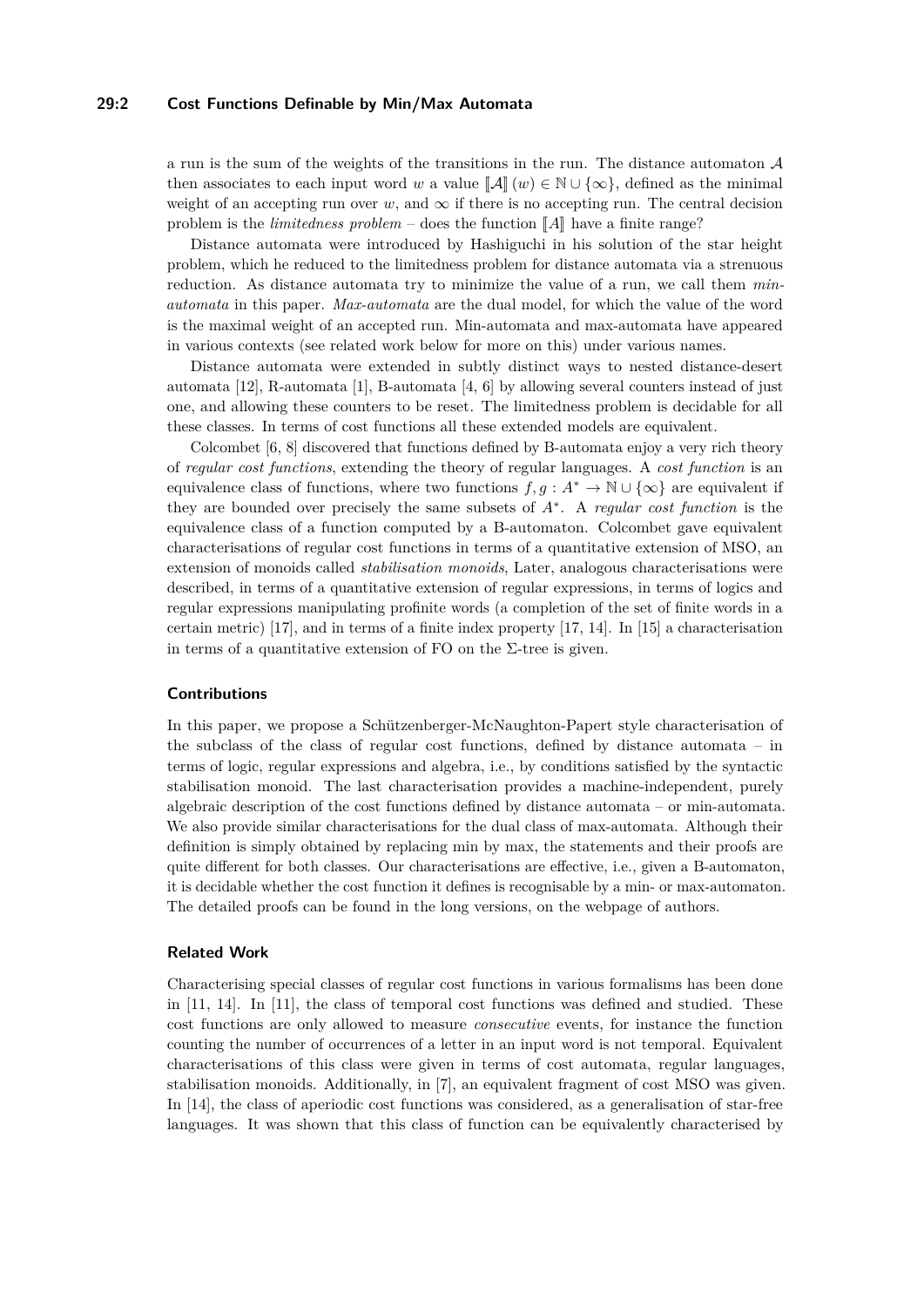a run is the sum of the weights of the transitions in the run. The distance automaton $\mathcal{A}$ then associates to each input word $w$ a value $\llbracket\mathcal{A}\rrbracket(w) \in \mathbb{N} \cup \{\infty\}$, defined as the minimal weight of an accepting run over $w$, and $\infty$ if there is no accepting run. The central decision problem is the *limitedness problem* – does the function $\llbracket A\rrbracket$ have a finite range?

Distance automata were introduced by Hashiguchi in his solution of the star height problem, which he reduced to the limitedness problem for distance automata via a strenuous reduction. As distance automata try to minimize the value of a run, we call them *min-automata* in this paper. *Max-automata* are the dual model, for which the value of the word is the maximal weight of an accepted run. Min-automata and max-automata have appeared in various contexts (see related work below for more on this) under various names.

Distance automata were extended in subtly distinct ways to nested distance-desert automata [12], R-automata [1], B-automata [4, 6] by allowing several counters instead of just one, and allowing these counters to be reset. The limitedness problem is decidable for all these classes. In terms of cost functions all these extended models are equivalent.

Colcombet [6, 8] discovered that functions defined by B-automata enjoy a very rich theory of *regular cost functions*, extending the theory of regular languages. A *cost function* is an equivalence class of functions, where two functions $f, g : A^* \to \mathbb{N} \cup \{\infty\}$ are equivalent if they are bounded over precisely the same subsets of $A^*$. A *regular cost function* is the equivalence class of a function computed by a B-automaton. Colcombet gave equivalent characterisations of regular cost functions in terms of a quantitative extension of MSO, an extension of monoids called *stabilisation monoids*, Later, analogous characterisations were described, in terms of a quantitative extension of regular expressions, in terms of logics and regular expressions manipulating profinite words (a completion of the set of finite words in a certain metric) [17], and in terms of a finite index property [17, 14]. In [15] a characterisation in terms of a quantitative extension of FO on the $\Sigma$-tree is given.

### Contributions

In this paper, we propose a Schützenberger-McNaughton-Papert style characterisation of the subclass of the class of regular cost functions, defined by distance automata – in terms of logic, regular expressions and algebra, i.e., by conditions satisfied by the syntactic stabilisation monoid. The last characterisation provides a machine-independent, purely algebraic description of the cost functions defined by distance automata – or min-automata. We also provide similar characterisations for the dual class of max-automata. Although their definition is simply obtained by replacing min by max, the statements and their proofs are quite different for both classes. Our characterisations are effective, i.e., given a B-automaton, it is decidable whether the cost function it defines is recognisable by a min- or max-automaton. The detailed proofs can be found in the long versions, on the webpage of authors.

### Related Work

Characterising special classes of regular cost functions in various formalisms has been done in [11, 14]. In [11], the class of temporal cost functions was defined and studied. These cost functions are only allowed to measure *consecutive* events, for instance the function counting the number of occurrences of a letter in an input word is not temporal. Equivalent characterisations of this class were given in terms of cost automata, regular languages, stabilisation monoids. Additionally, in [7], an equivalent fragment of cost MSO was given. In [14], the class of aperiodic cost functions was considered, as a generalisation of star-free languages. It was shown that this class of function can be equivalently characterised by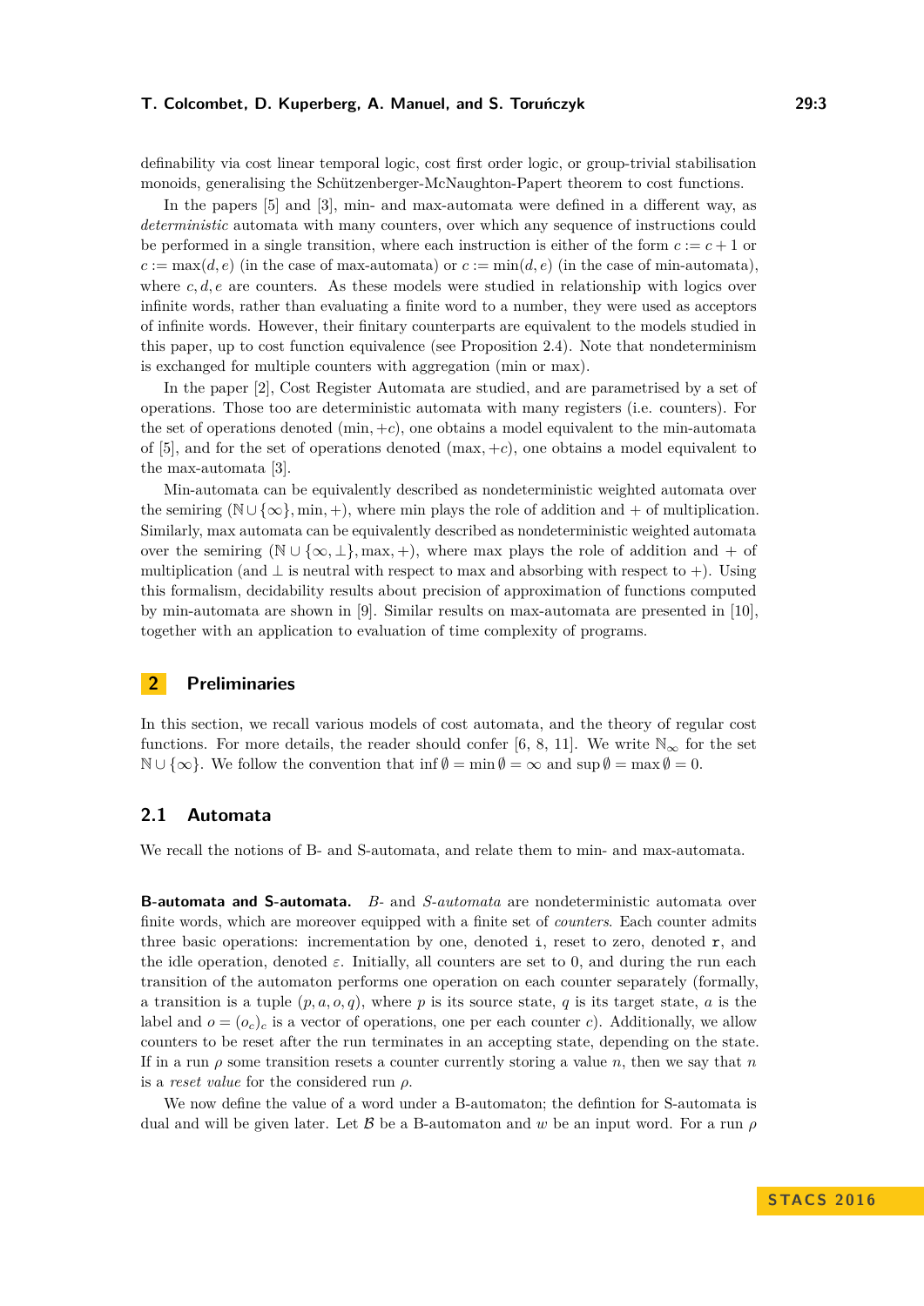definability via cost linear temporal logic, cost first order logic, or group-trivial stabilisation monoids, generalising the Schützenberger-McNaughton-Papert theorem to cost functions.

In the papers [5] and [3], min- and max-automata were defined in a different way, as *deterministic* automata with many counters, over which any sequence of instructions could be performed in a single transition, where each instruction is either of the form $c := c + 1$ or $c := \max(d, e)$ (in the case of max-automata) or $c := \min(d, e)$ (in the case of min-automata), where $c, d, e$ are counters. As these models were studied in relationship with logics over infinite words, rather than evaluating a finite word to a number, they were used as acceptors of infinite words. However, their finitary counterparts are equivalent to the models studied in this paper, up to cost function equivalence (see Proposition 2.4). Note that nondeterminism is exchanged for multiple counters with aggregation (min or max).

In the paper [2], Cost Register Automata are studied, and are parametrised by a set of operations. Those too are deterministic automata with many registers (i.e. counters). For the set of operations denoted $(\min, +c)$, one obtains a model equivalent to the min-automata of [5], and for the set of operations denoted $(\max, +c)$, one obtains a model equivalent to the max-automata [3].

Min-automata can be equivalently described as nondeterministic weighted automata over the semiring $(\mathbb{N} \cup \{\infty\}, \min, +)$, where min plays the role of addition and $+$ of multiplication. Similarly, max automata can be equivalently described as nondeterministic weighted automata over the semiring $(\mathbb{N} \cup \{\infty, \bot\}, \max, +)$, where max plays the role of addition and $+$ of multiplication (and $\bot$ is neutral with respect to max and absorbing with respect to $+$). Using this formalism, decidability results about precision of approximation of functions computed by min-automata are shown in [9]. Similar results on max-automata are presented in [10], together with an application to evaluation of time complexity of programs.

## 2 Preliminaries

In this section, we recall various models of cost automata, and the theory of regular cost functions. For more details, the reader should confer [6, 8, 11]. We write $\mathbb{N}_\infty$ for the set $\mathbb{N} \cup \{\infty\}$. We follow the convention that $\inf \emptyset = \min \emptyset = \infty$ and $\sup \emptyset = \max \emptyset = 0$.

### 2.1 Automata

We recall the notions of B- and S-automata, and relate them to min- and max-automata.

**B-automata and S-automata.** *B-* and *S-automata* are nondeterministic automata over finite words, which are moreover equipped with a finite set of *counters*. Each counter admits three basic operations: incrementation by one, denoted `i`, reset to zero, denoted `r`, and the idle operation, denoted $\varepsilon$. Initially, all counters are set to 0, and during the run each transition of the automaton performs one operation on each counter separately (formally, a transition is a tuple $(p, a, o, q)$, where $p$ is its source state, $q$ is its target state, $a$ is the label and $o = (o_c)_c$ is a vector of operations, one per each counter $c$). Additionally, we allow counters to be reset after the run terminates in an accepting state, depending on the state. If in a run $\rho$ some transition resets a counter currently storing a value $n$, then we say that $n$ is a *reset value* for the considered run $\rho$.

We now define the value of a word under a B-automaton; the defintion for S-automata is dual and will be given later. Let $\mathcal{B}$ be a B-automaton and $w$ be an input word. For a run $\rho$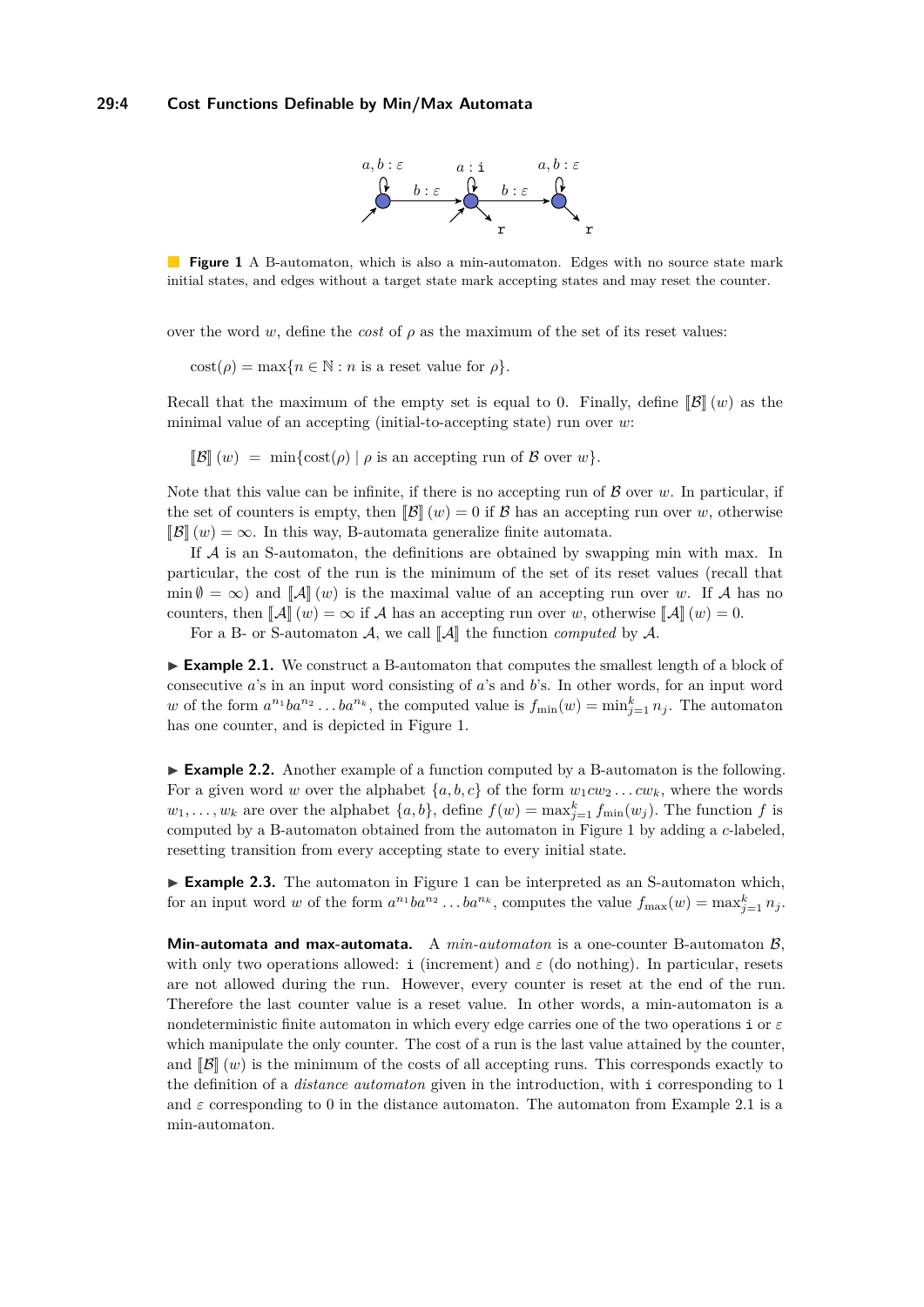**Figure 1** A B-automaton, which is also a min-automaton. Edges with no source state mark initial states, and edges without a target state mark accepting states and may reset the counter.

over the word $w$, define the *cost* of $\rho$ as the maximum of the set of its reset values:

$$\text{cost}(\rho) = \max\{n \in \mathbb{N} : n \text{ is a reset value for } \rho\}.$$

Recall that the maximum of the empty set is equal to 0. Finally, define $[\![\mathcal{B}]\!](w)$ as the minimal value of an accepting (initial-to-accepting state) run over $w$:

$$[\![\mathcal{B}]\!](w) \;=\; \min\{\text{cost}(\rho) \mid \rho \text{ is an accepting run of } \mathcal{B} \text{ over } w\}.$$

Note that this value can be infinite, if there is no accepting run of $\mathcal{B}$ over $w$. In particular, if the set of counters is empty, then $[\![\mathcal{B}]\!](w) = 0$ if $\mathcal{B}$ has an accepting run over $w$, otherwise $[\![\mathcal{B}]\!](w) = \infty$. In this way, B-automata generalize finite automata.

If $\mathcal{A}$ is an S-automaton, the definitions are obtained by swapping min with max. In particular, the cost of the run is the minimum of the set of its reset values (recall that $\min \emptyset = \infty$) and $[\![\mathcal{A}]\!](w)$ is the maximal value of an accepting run over $w$. If $\mathcal{A}$ has no counters, then $[\![\mathcal{A}]\!](w) = \infty$ if $\mathcal{A}$ has an accepting run over $w$, otherwise $[\![\mathcal{A}]\!](w) = 0$.

For a B- or S-automaton $\mathcal{A}$, we call $[\![\mathcal{A}]\!]$ the function *computed* by $\mathcal{A}$.

► **Example 2.1.** We construct a B-automaton that computes the smallest length of a block of consecutive $a$'s in an input word consisting of $a$'s and $b$'s. In other words, for an input word $w$ of the form $a^{n_1}ba^{n_2}\dots ba^{n_k}$, the computed value is $f_{\min}(w) = \min_{j=1}^{k} n_j$. The automaton has one counter, and is depicted in Figure 1.

► **Example 2.2.** Another example of a function computed by a B-automaton is the following. For a given word $w$ over the alphabet $\{a, b, c\}$ of the form $w_1cw_2\dots cw_k$, where the words $w_1, \dots, w_k$ are over the alphabet $\{a, b\}$, define $f(w) = \max_{j=1}^{k} f_{\min}(w_j)$. The function $f$ is computed by a B-automaton obtained from the automaton in Figure 1 by adding a $c$-labeled, resetting transition from every accepting state to every initial state.

► **Example 2.3.** The automaton in Figure 1 can be interpreted as an S-automaton which, for an input word $w$ of the form $a^{n_1}ba^{n_2}\dots ba^{n_k}$, computes the value $f_{\max}(w) = \max_{j=1}^{k} n_j$.

**Min-automata and max-automata.** A *min-automaton* is a one-counter B-automaton $\mathcal{B}$, with only two operations allowed: `i` (increment) and $\varepsilon$ (do nothing). In particular, resets are not allowed during the run. However, every counter is reset at the end of the run. Therefore the last counter value is a reset value. In other words, a min-automaton is a nondeterministic finite automaton in which every edge carries one of the two operations `i` or $\varepsilon$ which manipulate the only counter. The cost of a run is the last value attained by the counter, and $[\![\mathcal{B}]\!](w)$ is the minimum of the costs of all accepting runs. This corresponds exactly to the definition of a *distance automaton* given in the introduction, with `i` corresponding to 1 and $\varepsilon$ corresponding to 0 in the distance automaton. The automaton from Example 2.1 is a min-automaton.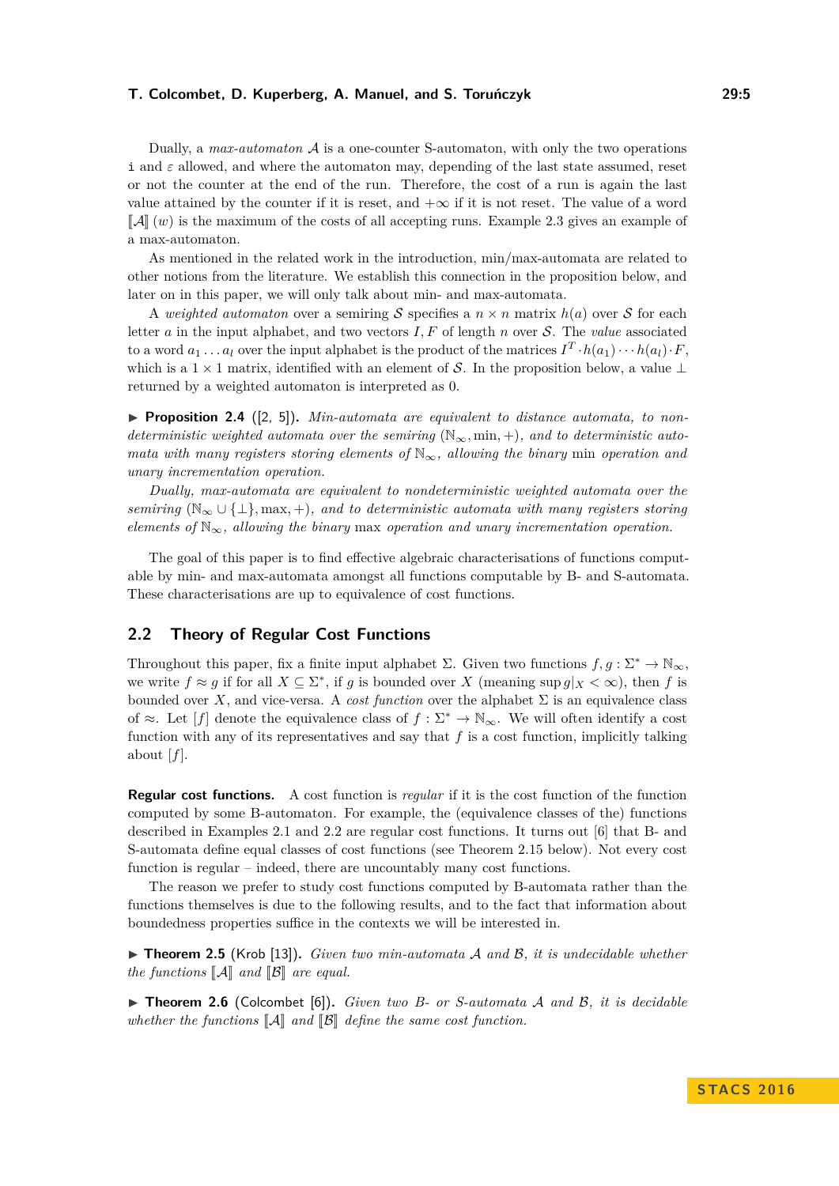Dually, a *max-automaton* $\mathcal{A}$ is a one-counter S-automaton, with only the two operations $\mathtt{i}$ and $\varepsilon$ allowed, and where the automaton may, depending of the last state assumed, reset or not the counter at the end of the run. Therefore, the cost of a run is again the last value attained by the counter if it is reset, and $+\infty$ if it is not reset. The value of a word $[\![\mathcal{A}]\!]\,(w)$ is the maximum of the costs of all accepting runs. Example 2.3 gives an example of a max-automaton.

As mentioned in the related work in the introduction, min/max-automata are related to other notions from the literature. We establish this connection in the proposition below, and later on in this paper, we will only talk about min- and max-automata.

A *weighted automaton* over a semiring $\mathcal{S}$ specifies a $n \times n$ matrix $h(a)$ over $\mathcal{S}$ for each letter $a$ in the input alphabet, and two vectors $I, F$ of length $n$ over $\mathcal{S}$. The *value* associated to a word $a_1 \dots a_l$ over the input alphabet is the product of the matrices $I^T \cdot h(a_1) \cdots h(a_l) \cdot F$, which is a $1 \times 1$ matrix, identified with an element of $\mathcal{S}$. In the proposition below, a value $\perp$ returned by a weighted automaton is interpreted as 0.

▶ **Proposition 2.4** ([2, 5]). *Min-automata are equivalent to distance automata, to nondeterministic weighted automata over the semiring $(\mathbb{N}_\infty, \min, +)$, and to deterministic automata with many registers storing elements of $\mathbb{N}_\infty$, allowing the binary* min *operation and unary incrementation operation.*

*Dually, max-automata are equivalent to nondeterministic weighted automata over the semiring $(\mathbb{N}_\infty \cup \{\perp\}, \max, +)$, and to deterministic automata with many registers storing elements of $\mathbb{N}_\infty$, allowing the binary* max *operation and unary incrementation operation.*

The goal of this paper is to find effective algebraic characterisations of functions computable by min- and max-automata amongst all functions computable by B- and S-automata. These characterisations are up to equivalence of cost functions.

## 2.2 Theory of Regular Cost Functions

Throughout this paper, fix a finite input alphabet $\Sigma$. Given two functions $f, g : \Sigma^* \to \mathbb{N}_\infty$, we write $f \approx g$ if for all $X \subseteq \Sigma^*$, if $g$ is bounded over $X$ (meaning $\sup g|_X < \infty$), then $f$ is bounded over $X$, and vice-versa. A *cost function* over the alphabet $\Sigma$ is an equivalence class of $\approx$. Let $[f]$ denote the equivalence class of $f : \Sigma^* \to \mathbb{N}_\infty$. We will often identify a cost function with any of its representatives and say that $f$ is a cost function, implicitly talking about $[f]$.

**Regular cost functions.** A cost function is *regular* if it is the cost function of the function computed by some B-automaton. For example, the (equivalence classes of the) functions described in Examples 2.1 and 2.2 are regular cost functions. It turns out [6] that B- and S-automata define equal classes of cost functions (see Theorem 2.15 below). Not every cost function is regular – indeed, there are uncountably many cost functions.

The reason we prefer to study cost functions computed by B-automata rather than the functions themselves is due to the following results, and to the fact that information about boundedness properties suffice in the contexts we will be interested in.

▶ **Theorem 2.5** (Krob [13]). *Given two min-automata $\mathcal{A}$ and $\mathcal{B}$, it is undecidable whether the functions $[\![\mathcal{A}]\!]$ and $[\![\mathcal{B}]\!]$ are equal.*

▶ **Theorem 2.6** (Colcombet [6]). *Given two B- or S-automata $\mathcal{A}$ and $\mathcal{B}$, it is decidable whether the functions $[\![\mathcal{A}]\!]$ and $[\![\mathcal{B}]\!]$ define the same cost function.*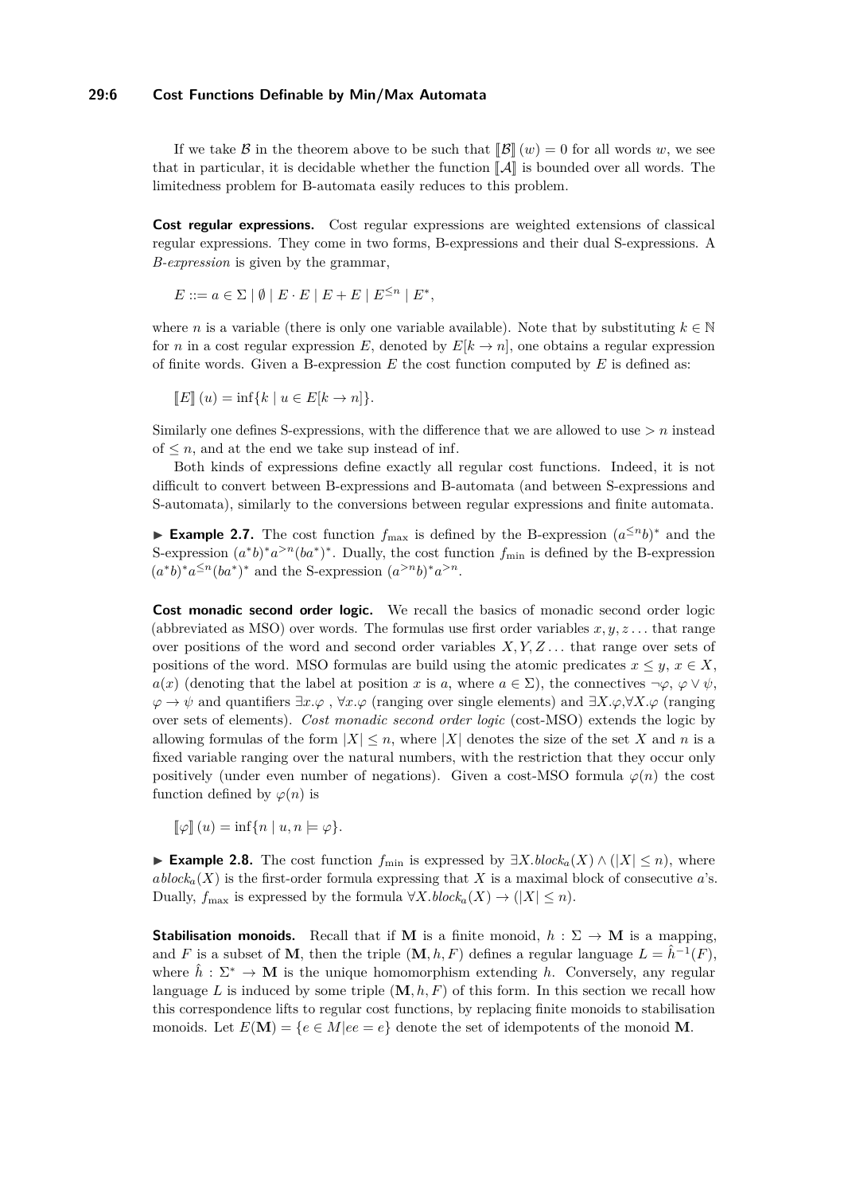If we take $\mathcal{B}$ in the theorem above to be such that $[\![\mathcal{B}]\!](w) = 0$ for all words $w$, we see that in particular, it is decidable whether the function $[\![\mathcal{A}]\!]$ is bounded over all words. The limitedness problem for B-automata easily reduces to this problem.

**Cost regular expressions.** Cost regular expressions are weighted extensions of classical regular expressions. They come in two forms, B-expressions and their dual S-expressions. A *B-expression* is given by the grammar,

$$E ::= a \in \Sigma \mid \emptyset \mid E \cdot E \mid E + E \mid E^{\leq n} \mid E^*,$$

where $n$ is a variable (there is only one variable available). Note that by substituting $k \in \mathbb{N}$ for $n$ in a cost regular expression $E$, denoted by $E[k \to n]$, one obtains a regular expression of finite words. Given a B-expression $E$ the cost function computed by $E$ is defined as:

$$[\![E]\!](u) = \inf\{k \mid u \in E[k \to n]\}.$$

Similarly one defines S-expressions, with the difference that we are allowed to use $> n$ instead of $\leq n$, and at the end we take sup instead of inf.

Both kinds of expressions define exactly all regular cost functions. Indeed, it is not difficult to convert between B-expressions and B-automata (and between S-expressions and S-automata), similarly to the conversions between regular expressions and finite automata.

▶ **Example 2.7.** The cost function $f_{\max}$ is defined by the B-expression $(a^{\leq n}b)^*$ and the S-expression $(a^*b)^*a^{>n}(ba^*)^*$. Dually, the cost function $f_{\min}$ is defined by the B-expression $(a^*b)^*a^{\leq n}(ba^*)^*$ and the S-expression $(a^{>n}b)^*a^{>n}$.

**Cost monadic second order logic.** We recall the basics of monadic second order logic (abbreviated as MSO) over words. The formulas use first order variables $x, y, z \ldots$ that range over positions of the word and second order variables $X, Y, Z \ldots$ that range over sets of positions of the word. MSO formulas are build using the atomic predicates $x \leq y$, $x \in X$, $a(x)$ (denoting that the label at position $x$ is $a$, where $a \in \Sigma$), the connectives $\neg\varphi$, $\varphi \vee \psi$, $\varphi \to \psi$ and quantifiers $\exists x.\varphi$ , $\forall x.\varphi$ (ranging over single elements) and $\exists X.\varphi$,$\forall X.\varphi$ (ranging over sets of elements). *Cost monadic second order logic* (cost-MSO) extends the logic by allowing formulas of the form $|X| \leq n$, where $|X|$ denotes the size of the set $X$ and $n$ is a fixed variable ranging over the natural numbers, with the restriction that they occur only positively (under even number of negations). Given a cost-MSO formula $\varphi(n)$ the cost function defined by $\varphi(n)$ is

$$[\![\varphi]\!](u) = \inf\{n \mid u, n \models \varphi\}.$$

▶ **Example 2.8.** The cost function $f_{\min}$ is expressed by $\exists X.block_a(X) \wedge (|X| \leq n)$, where $ablock_a(X)$ is the first-order formula expressing that $X$ is a maximal block of consecutive $a$'s. Dually, $f_{\max}$ is expressed by the formula $\forall X.block_a(X) \to (|X| \leq n)$.

**Stabilisation monoids.** Recall that if $\mathbf{M}$ is a finite monoid, $h : \Sigma \to \mathbf{M}$ is a mapping, and $F$ is a subset of $\mathbf{M}$, then the triple $(\mathbf{M}, h, F)$ defines a regular language $L = \hat{h}^{-1}(F)$, where $\hat{h} : \Sigma^* \to \mathbf{M}$ is the unique homomorphism extending $h$. Conversely, any regular language $L$ is induced by some triple $(\mathbf{M}, h, F)$ of this form. In this section we recall how this correspondence lifts to regular cost functions, by replacing finite monoids to stabilisation monoids. Let $E(\mathbf{M}) = \{e \in M | ee = e\}$ denote the set of idempotents of the monoid $\mathbf{M}$.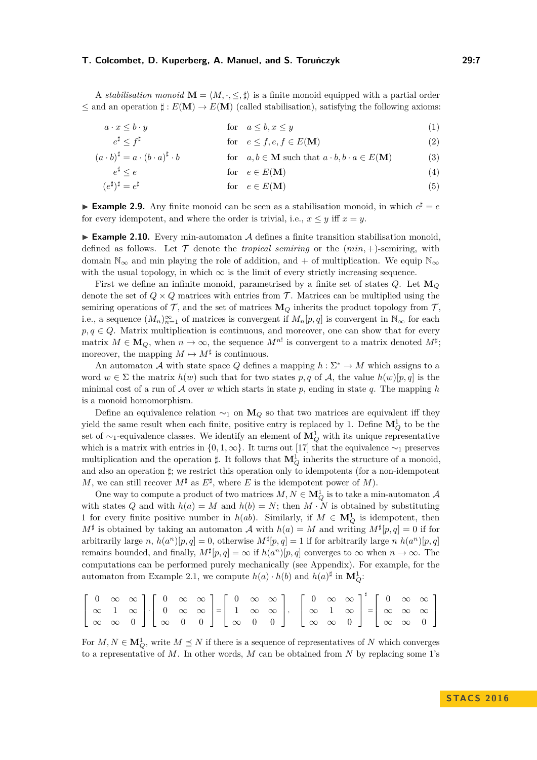A *stabilisation monoid* $\mathbf{M} = \langle M, \cdot, \leq, \sharp\rangle$ is a finite monoid equipped with a partial order $\leq$ and an operation $\sharp : E(\mathbf{M}) \to E(\mathbf{M})$ (called stabilisation), satisfying the following axioms:

$$a \cdot x \leq b \cdot y \qquad \text{for} \quad a \leq b, x \leq y \tag{1}$$

$$e^\sharp \leq f^\sharp \qquad \text{for} \quad e \leq f, e, f \in E(\mathbf{M}) \tag{2}$$

$$(a \cdot b)^\sharp = a \cdot (b \cdot a)^\sharp \cdot b \qquad \text{for} \quad a, b \in \mathbf{M} \text{ such that } a \cdot b, b \cdot a \in E(\mathbf{M}) \tag{3}$$

$$e^\sharp \leq e \qquad \text{for} \quad e \in E(\mathbf{M}) \tag{4}$$

$$(e^\sharp)^\sharp = e^\sharp \qquad \text{for} \quad e \in E(\mathbf{M}) \tag{5}$$

▶ **Example 2.9.** Any finite monoid can be seen as a stabilisation monoid, in which $e^\sharp = e$ for every idempotent, and where the order is trivial, i.e., $x \leq y$ iff $x = y$.

▶ **Example 2.10.** Every min-automaton $\mathcal{A}$ defines a finite transition stabilisation monoid, defined as follows. Let $\mathcal{T}$ denote the *tropical semiring* or the $(min, +)$-semiring, with domain $\mathbb{N}_\infty$ and min playing the role of addition, and $+$ of multiplication. We equip $\mathbb{N}_\infty$ with the usual topology, in which $\infty$ is the limit of every strictly increasing sequence.

First we define an infinite monoid, parametrised by a finite set of states $Q$. Let $\mathbf{M}_Q$ denote the set of $Q \times Q$ matrices with entries from $\mathcal{T}$. Matrices can be multiplied using the semiring operations of $\mathcal{T}$, and the set of matrices $\mathbf{M}_Q$ inherits the product topology from $\mathcal{T}$, i.e., a sequence $(M_n)_{n=1}^\infty$ of matrices is convergent if $M_n[p,q]$ is convergent in $\mathbb{N}_\infty$ for each $p, q \in Q$. Matrix multiplication is continuous, and moreover, one can show that for every matrix $M \in \mathbf{M}_Q$, when $n \to \infty$, the sequence $M^{n!}$ is convergent to a matrix denoted $M^\sharp$; moreover, the mapping $M \mapsto M^\sharp$ is continuous.

An automaton $\mathcal{A}$ with state space $Q$ defines a mapping $h : \Sigma^* \to M$ which assigns to a word $w \in \Sigma$ the matrix $h(w)$ such that for two states $p, q$ of $\mathcal{A}$, the value $h(w)[p,q]$ is the minimal cost of a run of $\mathcal{A}$ over $w$ which starts in state $p$, ending in state $q$. The mapping $h$ is a monoid homomorphism.

Define an equivalence relation $\sim_1$ on $\mathbf{M}_Q$ so that two matrices are equivalent iff they yield the same result when each finite, positive entry is replaced by 1. Define $\mathbf{M}_Q^1$ to be the set of $\sim_1$-equivalence classes. We identify an element of $\mathbf{M}_Q^1$ with its unique representative which is a matrix with entries in $\{0, 1, \infty\}$. It turns out [17] that the equivalence $\sim_1$ preserves multiplication and the operation $\sharp$. It follows that $\mathbf{M}_Q^1$ inherits the structure of a monoid, and also an operation $\sharp$; we restrict this operation only to idempotents (for a non-idempotent $M$, we can still recover $M^\sharp$ as $E^\sharp$, where $E$ is the idempotent power of $M$).

One way to compute a product of two matrices $M, N \in \mathbf{M}_Q^1$ is to take a min-automaton $\mathcal{A}$ with states $Q$ and with $h(a) = M$ and $h(b) = N$; then $M \cdot N$ is obtained by substituting 1 for every finite positive number in $h(ab)$. Similarly, if $M \in \mathbf{M}_Q^1$ is idempotent, then $M^\sharp$ is obtained by taking an automaton $\mathcal{A}$ with $h(a) = M$ and writing $M^\sharp[p,q] = 0$ if for arbitrarily large $n$, $h(a^n)[p,q] = 0$, otherwise $M^\sharp[p,q] = 1$ if for arbitrarily large $n$ $h(a^n)[p,q]$ remains bounded, and finally, $M^\sharp[p,q] = \infty$ if $h(a^n)[p,q]$ converges to $\infty$ when $n \to \infty$. The computations can be performed purely mechanically (see Appendix). For example, for the automaton from Example 2.1, we compute $h(a) \cdot h(b)$ and $h(a)^\sharp$ in $\mathbf{M}_Q^1$:

$$\begin{bmatrix} 0 & \infty & \infty \\ \infty & 1 & \infty \\ \infty & \infty & 0 \end{bmatrix} \cdot \begin{bmatrix} 0 & \infty & \infty \\ 0 & \infty & \infty \\ \infty & 0 & 0 \end{bmatrix} = \begin{bmatrix} 0 & \infty & \infty \\ 1 & \infty & \infty \\ \infty & 0 & 0 \end{bmatrix}, \qquad \begin{bmatrix} 0 & \infty & \infty \\ \infty & 1 & \infty \\ \infty & \infty & 0 \end{bmatrix}^\sharp = \begin{bmatrix} 0 & \infty & \infty \\ \infty & \infty & \infty \\ \infty & \infty & 0 \end{bmatrix}$$

For $M, N \in \mathbf{M}_Q^1$, write $M \preceq N$ if there is a sequence of representatives of $N$ which converges to a representative of $M$. In other words, $M$ can be obtained from $N$ by replacing some 1's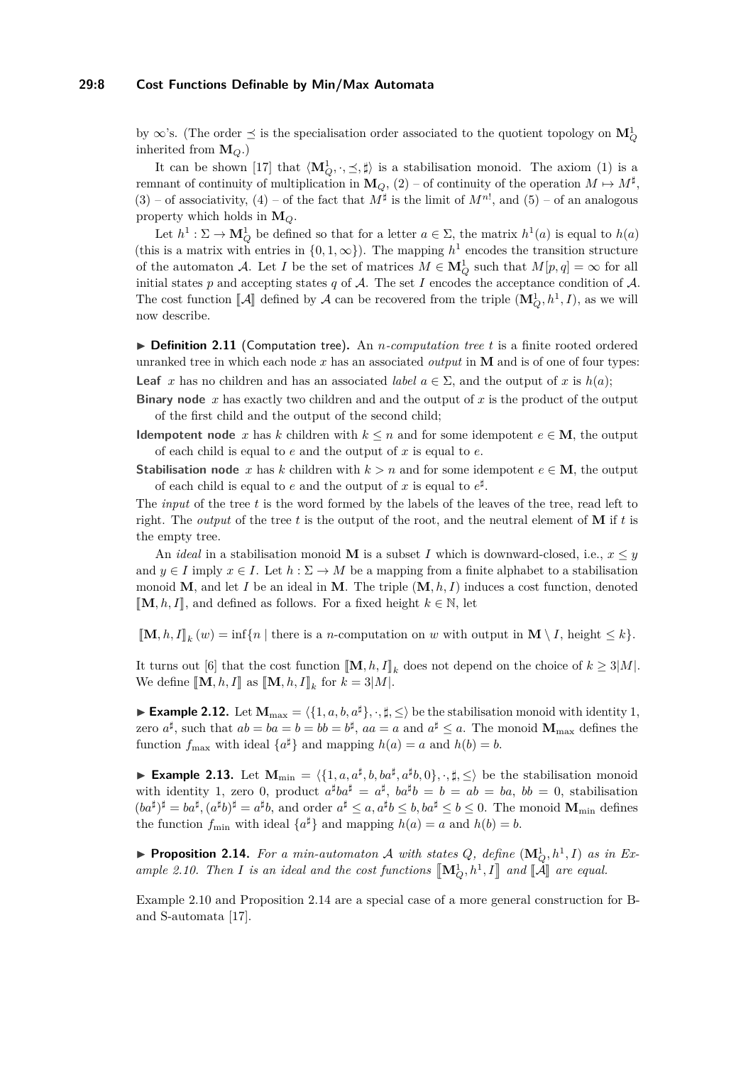by $\infty$'s. (The order $\preceq$ is the specialisation order associated to the quotient topology on $\mathbf{M}^1_Q$ inherited from $\mathbf{M}_Q$.)

It can be shown [17] that $\langle \mathbf{M}^1_Q, \cdot, \preceq, \sharp\rangle$ is a stabilisation monoid. The axiom (1) is a remnant of continuity of multiplication in $\mathbf{M}_Q$, (2) – of continuity of the operation $M \mapsto M^\sharp$, (3) – of associativity, (4) – of the fact that $M^\sharp$ is the limit of $M^{n!}$, and (5) – of an analogous property which holds in $\mathbf{M}_Q$.

Let $h^1 : \Sigma \to \mathbf{M}^1_Q$ be defined so that for a letter $a \in \Sigma$, the matrix $h^1(a)$ is equal to $h(a)$ (this is a matrix with entries in $\{0, 1, \infty\}$). The mapping $h^1$ encodes the transition structure of the automaton $\mathcal{A}$. Let $I$ be the set of matrices $M \in \mathbf{M}^1_Q$ such that $M[p, q] = \infty$ for all initial states $p$ and accepting states $q$ of $\mathcal{A}$. The set $I$ encodes the acceptance condition of $\mathcal{A}$. The cost function $[\![\mathcal{A}]\!]$ defined by $\mathcal{A}$ can be recovered from the triple $(\mathbf{M}^1_Q, h^1, I)$, as we will now describe.

▶ **Definition 2.11** (Computation tree)**.** An *$n$-computation tree* $t$ is a finite rooted ordered unranked tree in which each node $x$ has an associated *output* in $\mathbf{M}$ and is of one of four types:

**Leaf** $x$ has no children and has an associated *label* $a \in \Sigma$, and the output of $x$ is $h(a)$;

**Binary node** $x$ has exactly two children and the output of $x$ is the product of the output of the first child and the output of the second child;

**Idempotent node** $x$ has $k$ children with $k \leq n$ and for some idempotent $e \in \mathbf{M}$, the output of each child is equal to $e$ and the output of $x$ is equal to $e$.

**Stabilisation node** $x$ has $k$ children with $k > n$ and for some idempotent $e \in \mathbf{M}$, the output of each child is equal to $e$ and the output of $x$ is equal to $e^\sharp$.

The *input* of the tree $t$ is the word formed by the labels of the leaves of the tree, read left to right. The *output* of the tree $t$ is the output of the root, and the neutral element of $\mathbf{M}$ if $t$ is the empty tree.

An *ideal* in a stabilisation monoid $\mathbf{M}$ is a subset $I$ which is downward-closed, i.e., $x \leq y$ and $y \in I$ imply $x \in I$. Let $h : \Sigma \to M$ be a mapping from a finite alphabet to a stabilisation monoid $\mathbf{M}$, and let $I$ be an ideal in $\mathbf{M}$. The triple $(\mathbf{M}, h, I)$ induces a cost function, denoted $[\![\mathbf{M}, h, I]\!]$, and defined as follows. For a fixed height $k \in \mathbb{N}$, let

$$[\![\mathbf{M}, h, I]\!]_k (w) = \inf\{n \mid \text{there is a } n\text{-computation on } w \text{ with output in } \mathbf{M} \setminus I, \text{ height} \leq k\}.$$

It turns out [6] that the cost function $[\![\mathbf{M}, h, I]\!]_k$ does not depend on the choice of $k \geq 3|M|$. We define $[\![\mathbf{M}, h, I]\!]$ as $[\![\mathbf{M}, h, I]\!]_k$ for $k = 3|M|$.

▶ **Example 2.12.** Let $\mathbf{M}_{\max} = \langle\{1, a, b, a^\sharp\}, \cdot, \sharp, \leq\rangle$ be the stabilisation monoid with identity 1, zero $a^\sharp$, such that $ab = ba = b = bb = b^\sharp$, $aa = a$ and $a^\sharp \leq a$. The monoid $\mathbf{M}_{\max}$ defines the function $f_{\max}$ with ideal $\{a^\sharp\}$ and mapping $h(a) = a$ and $h(b) = b$.

▶ **Example 2.13.** Let $\mathbf{M}_{\min} = \langle\{1, a, a^\sharp, b, ba^\sharp, a^\sharp b, 0\}, \cdot, \sharp, \leq\rangle$ be the stabilisation monoid with identity 1, zero 0, product $a^\sharp b a^\sharp = a^\sharp$, $ba^\sharp b = b = ab = ba$, $bb = 0$, stabilisation $(ba^\sharp)^\sharp = ba^\sharp$, $(a^\sharp b)^\sharp = a^\sharp b$, and order $a^\sharp \leq a, a^\sharp b \leq b, ba^\sharp \leq b \leq 0$. The monoid $\mathbf{M}_{\min}$ defines the function $f_{\min}$ with ideal $\{a^\sharp\}$ and mapping $h(a) = a$ and $h(b) = b$.

▶ **Proposition 2.14.** *For a min-automaton $\mathcal{A}$ with states $Q$, define $(\mathbf{M}^1_Q, h^1, I)$ as in Example 2.10. Then $I$ is an ideal and the cost functions $[\![\mathbf{M}^1_Q, h^1, I]\!]$ and $[\![\mathcal{A}]\!]$ are equal.*

Example 2.10 and Proposition 2.14 are a special case of a more general construction for B- and S-automata [17].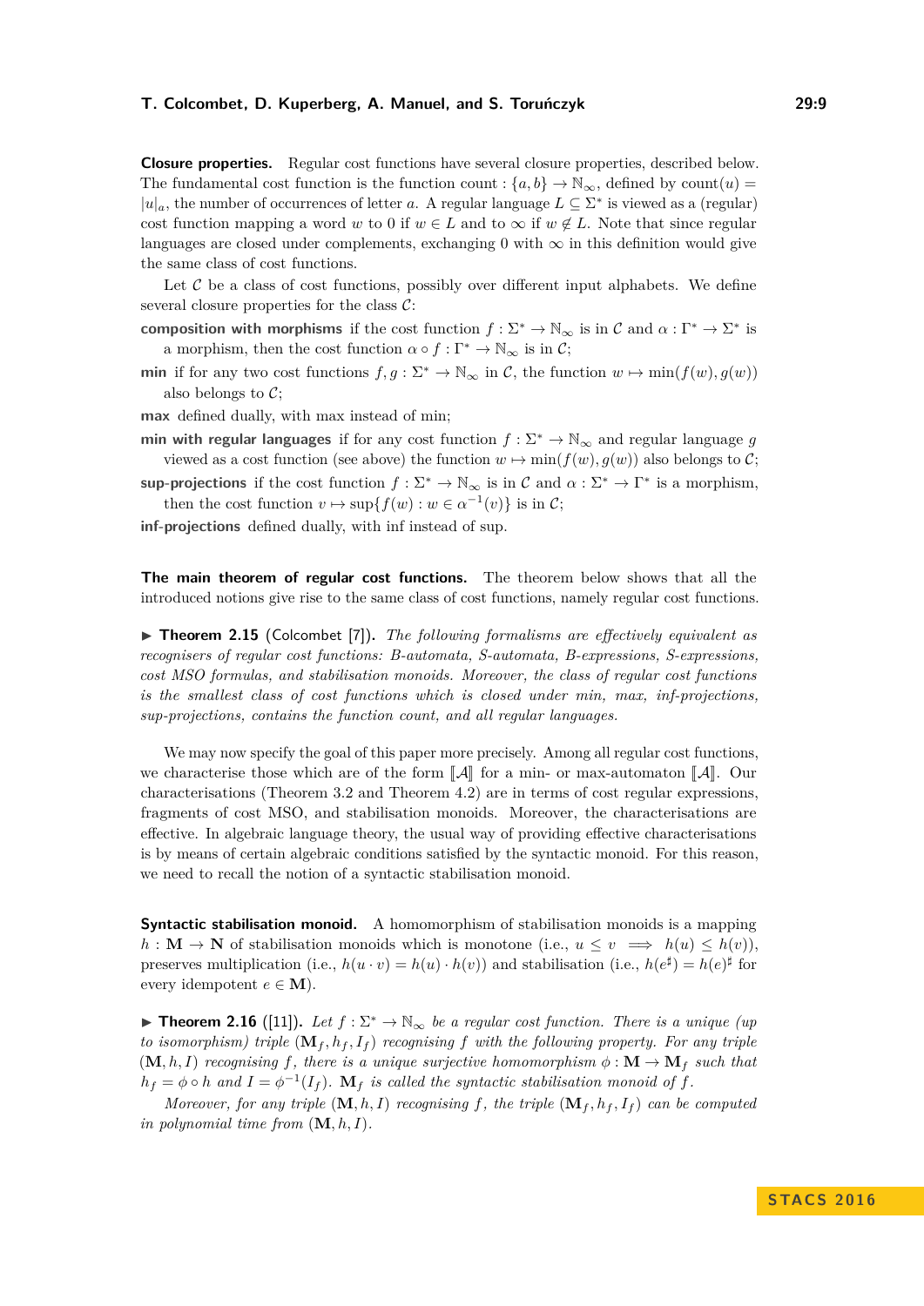**Closure properties.** Regular cost functions have several closure properties, described below. The fundamental cost function is the function count : $\{a,b\} \to \mathbb{N}_\infty$, defined by $\text{count}(u) = |u|_a$, the number of occurrences of letter $a$. A regular language $L \subseteq \Sigma^*$ is viewed as a (regular) cost function mapping a word $w$ to 0 if $w \in L$ and to $\infty$ if $w \notin L$. Note that since regular languages are closed under complements, exchanging 0 with $\infty$ in this definition would give the same class of cost functions.

Let $\mathcal{C}$ be a class of cost functions, possibly over different input alphabets. We define several closure properties for the class $\mathcal{C}$:

**composition with morphisms** if the cost function $f : \Sigma^* \to \mathbb{N}_\infty$ is in $\mathcal{C}$ and $\alpha : \Gamma^* \to \Sigma^*$ is a morphism, then the cost function $\alpha \circ f : \Gamma^* \to \mathbb{N}_\infty$ is in $\mathcal{C}$;

**min** if for any two cost functions $f, g : \Sigma^* \to \mathbb{N}_\infty$ in $\mathcal{C}$, the function $w \mapsto \min(f(w), g(w))$ also belongs to $\mathcal{C}$;

**max** defined dually, with max instead of min;

**min with regular languages** if for any cost function $f : \Sigma^* \to \mathbb{N}_\infty$ and regular language $g$ viewed as a cost function (see above) the function $w \mapsto \min(f(w), g(w))$ also belongs to $\mathcal{C}$;

**sup-projections** if the cost function $f : \Sigma^* \to \mathbb{N}_\infty$ is in $\mathcal{C}$ and $\alpha : \Sigma^* \to \Gamma^*$ is a morphism, then the cost function $v \mapsto \sup\{f(w) : w \in \alpha^{-1}(v)\}$ is in $\mathcal{C}$;

**inf-projections** defined dually, with inf instead of sup.

**The main theorem of regular cost functions.** The theorem below shows that all the introduced notions give rise to the same class of cost functions, namely regular cost functions.

▶ **Theorem 2.15** (Colcombet [7]). *The following formalisms are effectively equivalent as recognisers of regular cost functions: B-automata, S-automata, B-expressions, S-expressions, cost MSO formulas, and stabilisation monoids. Moreover, the class of regular cost functions is the smallest class of cost functions which is closed under min, max, inf-projections, sup-projections, contains the function count, and all regular languages.*

We may now specify the goal of this paper more precisely. Among all regular cost functions, we characterise those which are of the form $[\![\mathcal{A}]\!]$ for a min- or max-automaton $[\![\mathcal{A}]\!]$. Our characterisations (Theorem 3.2 and Theorem 4.2) are in terms of cost regular expressions, fragments of cost MSO, and stabilisation monoids. Moreover, the characterisations are effective. In algebraic language theory, the usual way of providing effective characterisations is by means of certain algebraic conditions satisfied by the syntactic monoid. For this reason, we need to recall the notion of a syntactic stabilisation monoid.

**Syntactic stabilisation monoid.** A homomorphism of stabilisation monoids is a mapping $h : \mathbf{M} \to \mathbf{N}$ of stabilisation monoids which is monotone (i.e., $u \leq v \implies h(u) \leq h(v)$), preserves multiplication (i.e., $h(u \cdot v) = h(u) \cdot h(v)$) and stabilisation (i.e., $h(e^\sharp) = h(e)^\sharp$ for every idempotent $e \in \mathbf{M}$).

▶ **Theorem 2.16** ([11]). *Let $f : \Sigma^* \to \mathbb{N}_\infty$ be a regular cost function. There is a unique (up to isomorphism) triple $(\mathbf{M}_f, h_f, I_f)$ recognising $f$ with the following property. For any triple $(\mathbf{M}, h, I)$ recognising $f$, there is a unique surjective homomorphism $\phi : \mathbf{M} \to \mathbf{M}_f$ such that $h_f = \phi \circ h$ and $I = \phi^{-1}(I_f)$. $\mathbf{M}_f$ is called the syntactic stabilisation monoid of $f$.*

*Moreover, for any triple $(\mathbf{M}, h, I)$ recognising $f$, the triple $(\mathbf{M}_f, h_f, I_f)$ can be computed in polynomial time from $(\mathbf{M}, h, I)$.*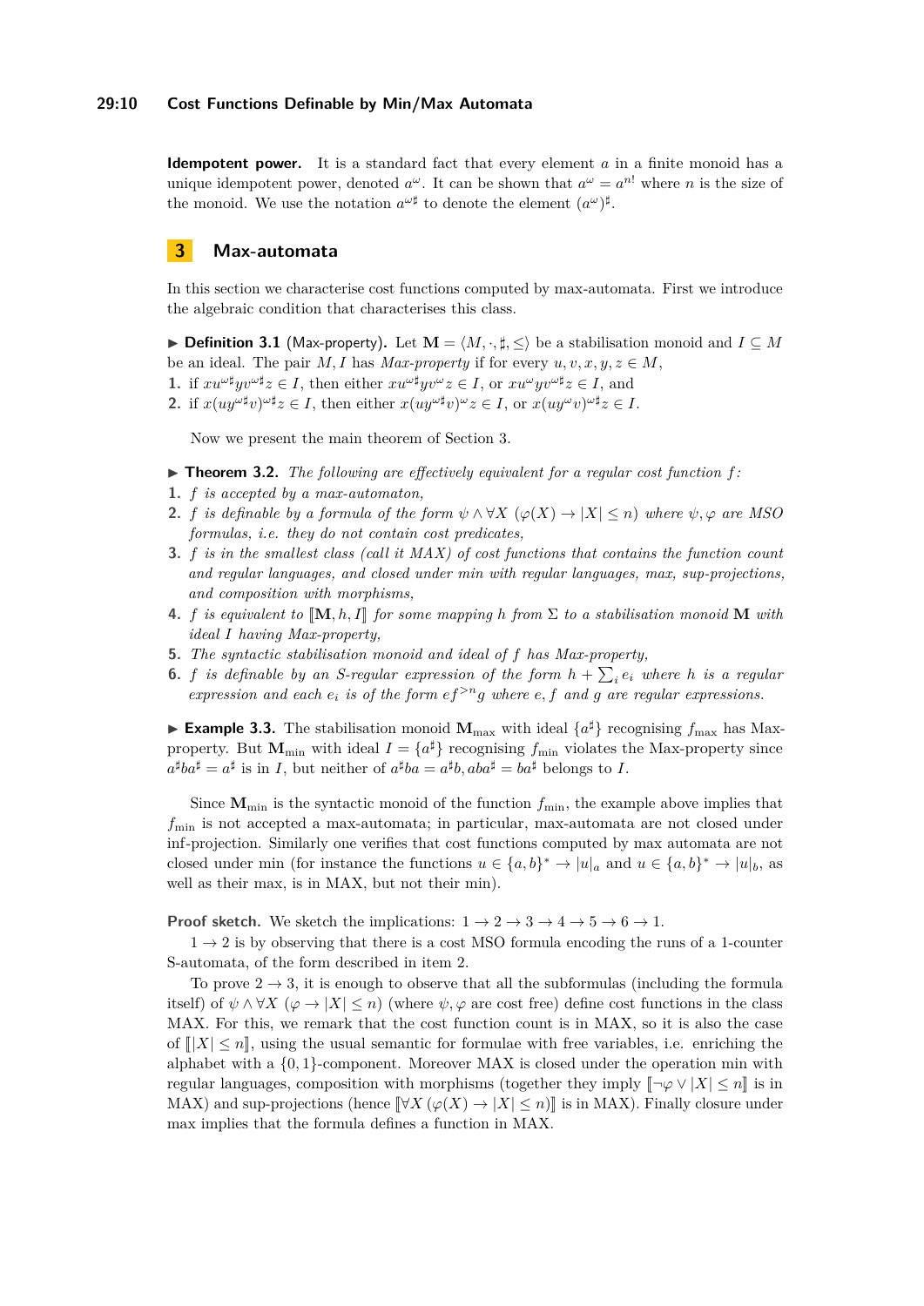**Idempotent power.** It is a standard fact that every element $a$ in a finite monoid has a unique idempotent power, denoted $a^\omega$. It can be shown that $a^\omega = a^{n!}$ where $n$ is the size of the monoid. We use the notation $a^{\omega\sharp}$ to denote the element $(a^\omega)^\sharp$.

## 3 Max-automata

In this section we characterise cost functions computed by max-automata. First we introduce the algebraic condition that characterises this class.

▶ **Definition 3.1** (Max-property). Let $\mathbf{M} = \langle M, \cdot, \sharp, \leq \rangle$ be a stabilisation monoid and $I \subseteq M$ be an ideal. The pair $M, I$ has *Max-property* if for every $u, v, x, y, z \in M$,

1. if $xu^{\omega\sharp}yv^{\omega\sharp}z \in I$, then either $xu^{\omega\sharp}yv^{\omega}z \in I$, or $xu^{\omega}yv^{\omega\sharp}z \in I$, and
2. if $x(uy^{\omega\sharp}v)^{\omega\sharp}z \in I$, then either $x(uy^{\omega\sharp}v)^{\omega}z \in I$, or $x(uy^{\omega}v)^{\omega\sharp}z \in I$.

Now we present the main theorem of Section 3.

▶ **Theorem 3.2.** *The following are effectively equivalent for a regular cost function $f$:*

1. *$f$ is accepted by a max-automaton,*
2. *$f$ is definable by a formula of the form $\psi \wedge \forall X\ (\varphi(X) \rightarrow |X| \leq n)$ where $\psi, \varphi$ are MSO formulas, i.e. they do not contain cost predicates,*
3. *$f$ is in the smallest class (call it MAX) of cost functions that contains the function count and regular languages, and closed under min with regular languages, max, sup-projections, and composition with morphisms,*
4. *$f$ is equivalent to $[\![\mathbf{M}, h, I]\!]$ for some mapping $h$ from $\Sigma$ to a stabilisation monoid $\mathbf{M}$ with ideal $I$ having Max-property,*
5. *The syntactic stabilisation monoid and ideal of $f$ has Max-property,*
6. *$f$ is definable by an S-regular expression of the form $h + \sum_i e_i$ where $h$ is a regular expression and each $e_i$ is of the form $ef^{>n}g$ where $e, f$ and $g$ are regular expressions.*

▶ **Example 3.3.** The stabilisation monoid $\mathbf{M}_{\max}$ with ideal $\{a^\sharp\}$ recognising $f_{\max}$ has Max-property. But $\mathbf{M}_{\min}$ with ideal $I = \{a^\sharp\}$ recognising $f_{\min}$ violates the Max-property since $a^\sharp b a^\sharp = a^\sharp$ is in $I$, but neither of $a^\sharp b a = a^\sharp b, aba^\sharp = ba^\sharp$ belongs to $I$.

Since $\mathbf{M}_{\min}$ is the syntactic monoid of the function $f_{\min}$, the example above implies that $f_{\min}$ is not accepted a max-automata; in particular, max-automata are not closed under inf-projection. Similarly one verifies that cost functions computed by max automata are not closed under min (for instance the functions $u \in \{a,b\}^* \to |u|_a$ and $u \in \{a,b\}^* \to |u|_b$, as well as their max, is in MAX, but not their min).

**Proof sketch.** We sketch the implications: $1 \to 2 \to 3 \to 4 \to 5 \to 6 \to 1$.

$1 \to 2$ is by observing that there is a cost MSO formula encoding the runs of a 1-counter S-automata, of the form described in item 2.

To prove $2 \to 3$, it is enough to observe that all the subformulas (including the formula itself) of $\psi \wedge \forall X\ (\varphi \rightarrow |X| \leq n)$ (where $\psi, \varphi$ are cost free) define cost functions in the class MAX. For this, we remark that the cost function count is in MAX, so it is also the case of $[\![|X| \leq n]\!]$, using the usual semantic for formulae with free variables, i.e. enriching the alphabet with a $\{0,1\}$-component. Moreover MAX is closed under the operation min with regular languages, composition with morphisms (together they imply $[\![\neg\varphi \vee |X| \leq n]\!]$ is in MAX) and sup-projections (hence $[\![\forall X\ (\varphi(X) \rightarrow |X| \leq n)]\!]$ is in MAX). Finally closure under max implies that the formula defines a function in MAX.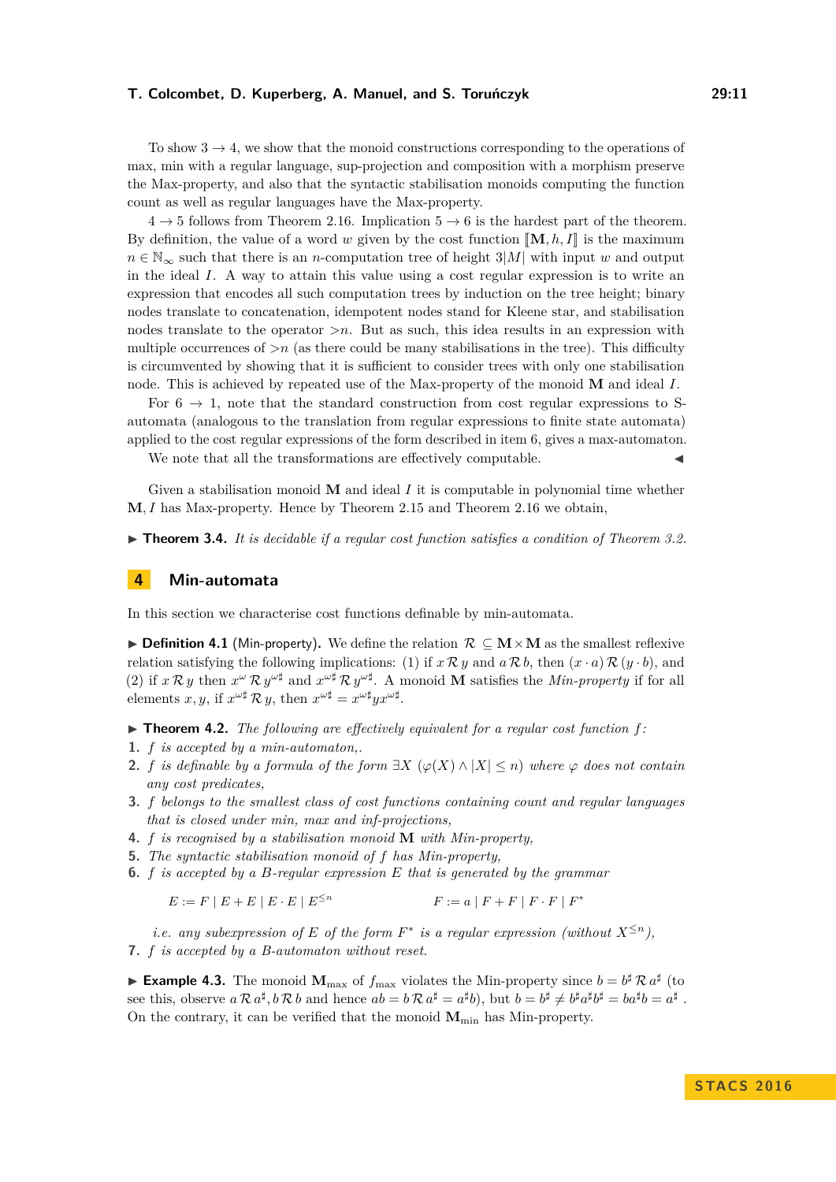To show $3 \to 4$, we show that the monoid constructions corresponding to the operations of max, min with a regular language, sup-projection and composition with a morphism preserve the Max-property, and also that the syntactic stabilisation monoids computing the function count as well as regular languages have the Max-property.

$4 \to 5$ follows from Theorem 2.16. Implication $5 \to 6$ is the hardest part of the theorem. By definition, the value of a word $w$ given by the cost function $[\![\mathbf{M}, h, I]\!]$ is the maximum $n \in \mathbb{N}_\infty$ such that there is an $n$-computation tree of height $3|M|$ with input $w$ and output in the ideal $I$. A way to attain this value using a cost regular expression is to write an expression that encodes all such computation trees by induction on the tree height; binary nodes translate to concatenation, idempotent nodes stand for Kleene star, and stabilisation nodes translate to the operator $>n$. But as such, this idea results in an expression with multiple occurrences of $>n$ (as there could be many stabilisations in the tree). This difficulty is circumvented by showing that it is sufficient to consider trees with only one stabilisation node. This is achieved by repeated use of the Max-property of the monoid $\mathbf{M}$ and ideal $I$.

For $6 \to 1$, note that the standard construction from cost regular expressions to S-automata (analogous to the translation from regular expressions to finite state automata) applied to the cost regular expressions of the form described in item 6, gives a max-automaton.

We note that all the transformations are effectively computable. ◀

Given a stabilisation monoid $\mathbf{M}$ and ideal $I$ it is computable in polynomial time whether $\mathbf{M}, I$ has Max-property. Hence by Theorem 2.15 and Theorem 2.16 we obtain,

▶ **Theorem 3.4.** *It is decidable if a regular cost function satisfies a condition of Theorem 3.2.*

## 4 Min-automata

In this section we characterise cost functions definable by min-automata.

▶ **Definition 4.1** (Min-property). We define the relation $\mathcal{R} \subseteq \mathbf{M} \times \mathbf{M}$ as the smallest reflexive relation satisfying the following implications: (1) if $x \,\mathcal{R}\, y$ and $a \,\mathcal{R}\, b$, then $(x \cdot a) \,\mathcal{R}\, (y \cdot b)$, and (2) if $x \,\mathcal{R}\, y$ then $x^{\omega} \,\mathcal{R}\, y^{\omega\sharp}$ and $x^{\omega\sharp} \,\mathcal{R}\, y^{\omega\sharp}$. A monoid $\mathbf{M}$ satisfies the *Min-property* if for all elements $x, y$, if $x^{\omega\sharp} \,\mathcal{R}\, y$, then $x^{\omega\sharp} = x^{\omega\sharp} y x^{\omega\sharp}$.

▶ **Theorem 4.2.** *The following are effectively equivalent for a regular cost function $f$:*

1. *$f$ is accepted by a min-automaton,.*
2. *$f$ is definable by a formula of the form $\exists X \; (\varphi(X) \wedge |X| \le n)$ where $\varphi$ does not contain any cost predicates,*
3. *$f$ belongs to the smallest class of cost functions containing count and regular languages that is closed under min, max and inf-projections,*
4. *$f$ is recognised by a stabilisation monoid $\mathbf{M}$ with Min-property,*
5. *The syntactic stabilisation monoid of $f$ has Min-property,*
6. *$f$ is accepted by a B-regular expression $E$ that is generated by the grammar*

$$E := F \mid E + E \mid E \cdot E \mid E^{\le n} \qquad\qquad F := a \mid F + F \mid F \cdot F \mid F^*$$

   *i.e. any subexpression of $E$ of the form $F^*$ is a regular expression (without $X^{\le n}$),*

7. *$f$ is accepted by a B-automaton without reset.*

▶ **Example 4.3.** The monoid $\mathbf{M}_{\max}$ of $f_{\max}$ violates the Min-property since $b = b^\sharp \,\mathcal{R}\, a^\sharp$ (to see this, observe $a \,\mathcal{R}\, a^\sharp, b \,\mathcal{R}\, b$ and hence $ab = b \,\mathcal{R}\, a^\sharp = a^\sharp b$), but $b = b^\sharp \neq b^\sharp a^\sharp b^\sharp = b a^\sharp b = a^\sharp$. On the contrary, it can be verified that the monoid $\mathbf{M}_{\min}$ has Min-property.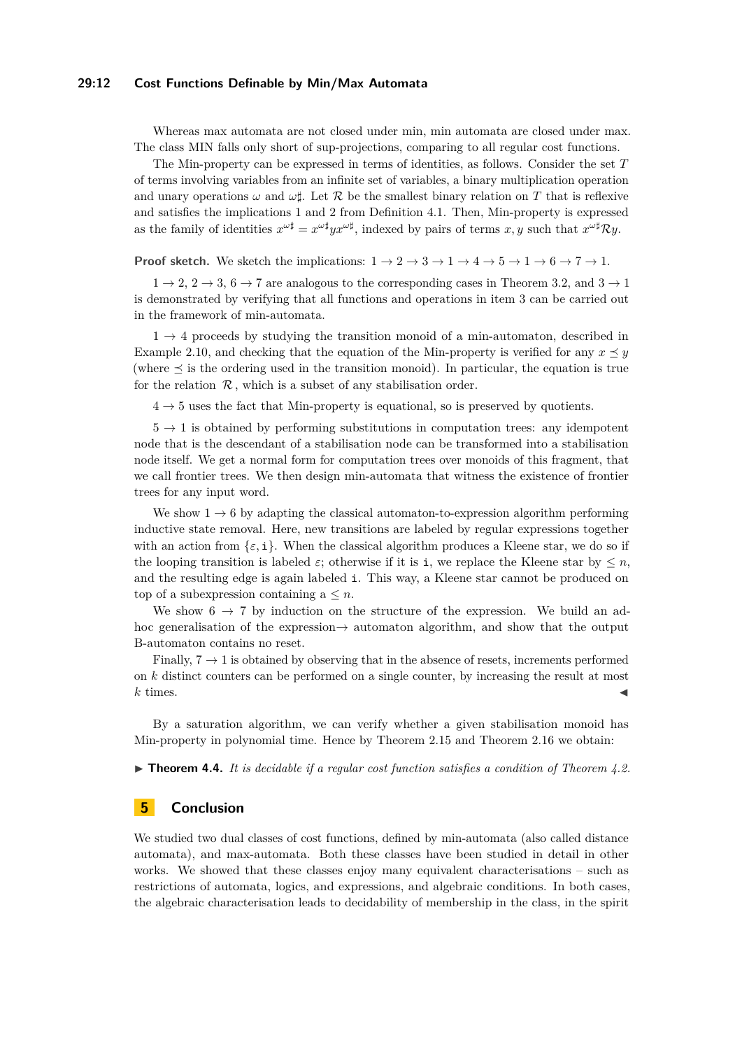Whereas max automata are not closed under min, min automata are closed under max. The class MIN falls only short of sup-projections, comparing to all regular cost functions.

The Min-property can be expressed in terms of identities, as follows. Consider the set $T$ of terms involving variables from an infinite set of variables, a binary multiplication operation and unary operations $\omega$ and $\omega\sharp$. Let $\mathcal{R}$ be the smallest binary relation on $T$ that is reflexive and satisfies the implications 1 and 2 from Definition 4.1. Then, Min-property is expressed as the family of identities $x^{\omega\sharp} = x^{\omega\sharp} y x^{\omega\sharp}$, indexed by pairs of terms $x, y$ such that $x^{\omega\sharp} \mathcal{R} y$.

**Proof sketch.** We sketch the implications: $1 \to 2 \to 3 \to 1 \to 4 \to 5 \to 1 \to 6 \to 7 \to 1$.

$1 \to 2$, $2 \to 3$, $6 \to 7$ are analogous to the corresponding cases in Theorem 3.2, and $3 \to 1$ is demonstrated by verifying that all functions and operations in item 3 can be carried out in the framework of min-automata.

$1 \to 4$ proceeds by studying the transition monoid of a min-automaton, described in Example 2.10, and checking that the equation of the Min-property is verified for any $x \preceq y$ (where $\preceq$ is the ordering used in the transition monoid). In particular, the equation is true for the relation $\mathcal{R}$, which is a subset of any stabilisation order.

$4 \to 5$ uses the fact that Min-property is equational, so is preserved by quotients.

$5 \to 1$ is obtained by performing substitutions in computation trees: any idempotent node that is the descendant of a stabilisation node can be transformed into a stabilisation node itself. We get a normal form for computation trees over monoids of this fragment, that we call frontier trees. We then design min-automata that witness the existence of frontier trees for any input word.

We show $1 \to 6$ by adapting the classical automaton-to-expression algorithm performing inductive state removal. Here, new transitions are labeled by regular expressions together with an action from $\{\varepsilon, \mathtt{i}\}$. When the classical algorithm produces a Kleene star, we do so if the looping transition is labeled $\varepsilon$; otherwise if it is $\mathtt{i}$, we replace the Kleene star by $\leq n$, and the resulting edge is again labeled $\mathtt{i}$. This way, a Kleene star cannot be produced on top of a subexpression containing a $\leq n$.

We show $6 \to 7$ by induction on the structure of the expression. We build an ad-hoc generalisation of the expression$\to$ automaton algorithm, and show that the output B-automaton contains no reset.

Finally, $7 \to 1$ is obtained by observing that in the absence of resets, increments performed on $k$ distinct counters can be performed on a single counter, by increasing the result at most $k$ times. ◀

By a saturation algorithm, we can verify whether a given stabilisation monoid has Min-property in polynomial time. Hence by Theorem 2.15 and Theorem 2.16 we obtain:

▶ **Theorem 4.4.** *It is decidable if a regular cost function satisfies a condition of Theorem 4.2.*

# 5 Conclusion

We studied two dual classes of cost functions, defined by min-automata (also called distance automata), and max-automata. Both these classes have been studied in detail in other works. We showed that these classes enjoy many equivalent characterisations – such as restrictions of automata, logics, and expressions, and algebraic conditions. In both cases, the algebraic characterisation leads to decidability of membership in the class, in the spirit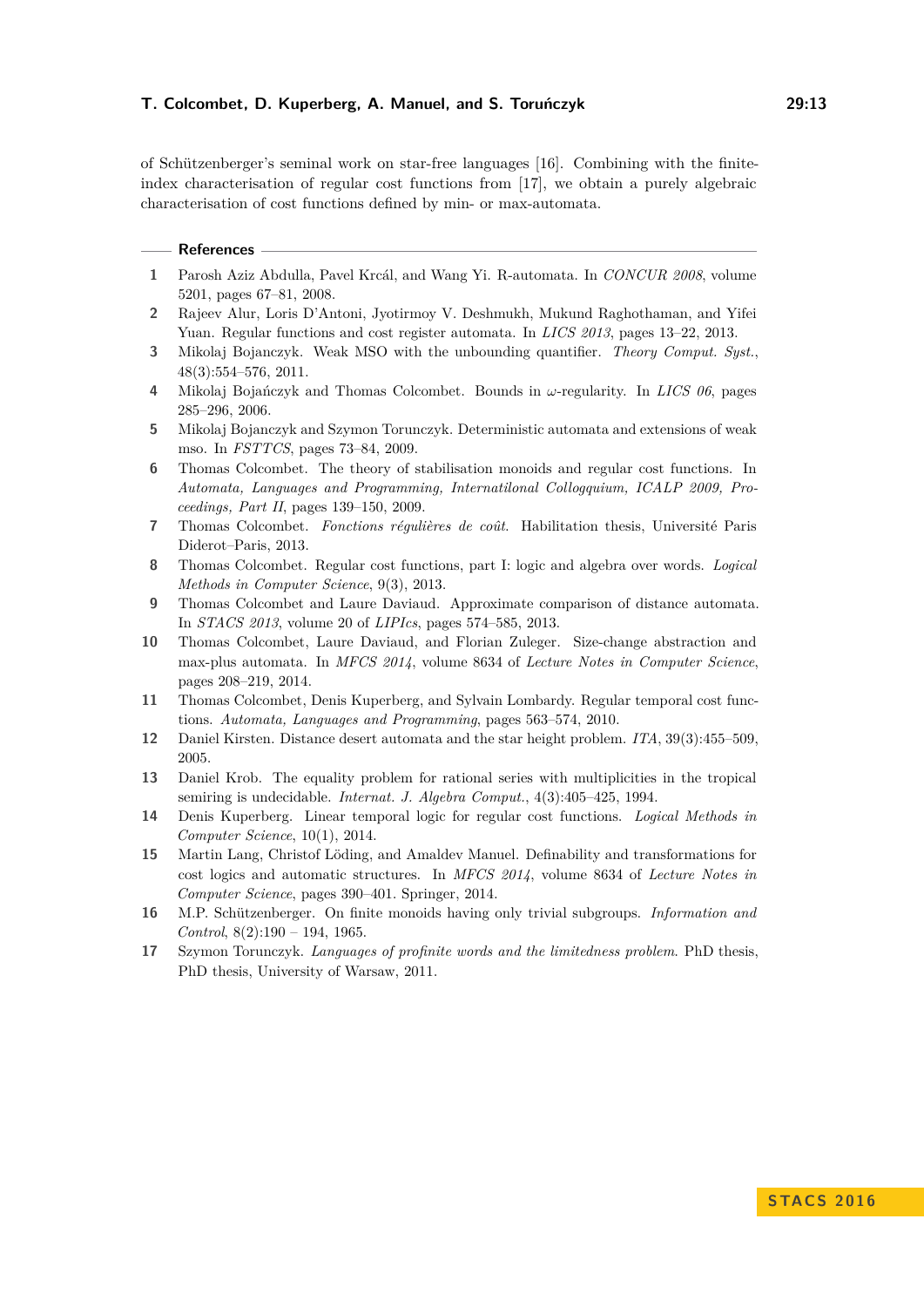of Schützenberger's seminal work on star-free languages [16]. Combining with the finite-index characterisation of regular cost functions from [17], we obtain a purely algebraic characterisation of cost functions defined by min- or max-automata.

## References

1. Parosh Aziz Abdulla, Pavel Krcál, and Wang Yi. R-automata. In *CONCUR 2008*, volume 5201, pages 67–81, 2008.
2. Rajeev Alur, Loris D'Antoni, Jyotirmoy V. Deshmukh, Mukund Raghothaman, and Yifei Yuan. Regular functions and cost register automata. In *LICS 2013*, pages 13–22, 2013.
3. Mikolaj Bojanczyk. Weak MSO with the unbounding quantifier. *Theory Comput. Syst.*, 48(3):554–576, 2011.
4. Mikolaj Bojańczyk and Thomas Colcombet. Bounds in $\omega$-regularity. In *LICS 06*, pages 285–296, 2006.
5. Mikolaj Bojanczyk and Szymon Torunczyk. Deterministic automata and extensions of weak mso. In *FSTTCS*, pages 73–84, 2009.
6. Thomas Colcombet. The theory of stabilisation monoids and regular cost functions. In *Automata, Languages and Programming, Internatilonal Collogquium, ICALP 2009, Proceedings, Part II*, pages 139–150, 2009.
7. Thomas Colcombet. *Fonctions régulières de coût.* Habilitation thesis, Université Paris Diderot–Paris, 2013.
8. Thomas Colcombet. Regular cost functions, part I: logic and algebra over words. *Logical Methods in Computer Science*, 9(3), 2013.
9. Thomas Colcombet and Laure Daviaud. Approximate comparison of distance automata. In *STACS 2013*, volume 20 of *LIPIcs*, pages 574–585, 2013.
10. Thomas Colcombet, Laure Daviaud, and Florian Zuleger. Size-change abstraction and max-plus automata. In *MFCS 2014*, volume 8634 of *Lecture Notes in Computer Science*, pages 208–219, 2014.
11. Thomas Colcombet, Denis Kuperberg, and Sylvain Lombardy. Regular temporal cost functions. *Automata, Languages and Programming*, pages 563–574, 2010.
12. Daniel Kirsten. Distance desert automata and the star height problem. *ITA*, 39(3):455–509, 2005.
13. Daniel Krob. The equality problem for rational series with multiplicities in the tropical semiring is undecidable. *Internat. J. Algebra Comput.*, 4(3):405–425, 1994.
14. Denis Kuperberg. Linear temporal logic for regular cost functions. *Logical Methods in Computer Science*, 10(1), 2014.
15. Martin Lang, Christof Löding, and Amaldev Manuel. Definability and transformations for cost logics and automatic structures. In *MFCS 2014*, volume 8634 of *Lecture Notes in Computer Science*, pages 390–401. Springer, 2014.
16. M.P. Schützenberger. On finite monoids having only trivial subgroups. *Information and Control*, 8(2):190 – 194, 1965.
17. Szymon Torunczyk. *Languages of profinite words and the limitedness problem*. PhD thesis, PhD thesis, University of Warsaw, 2011.